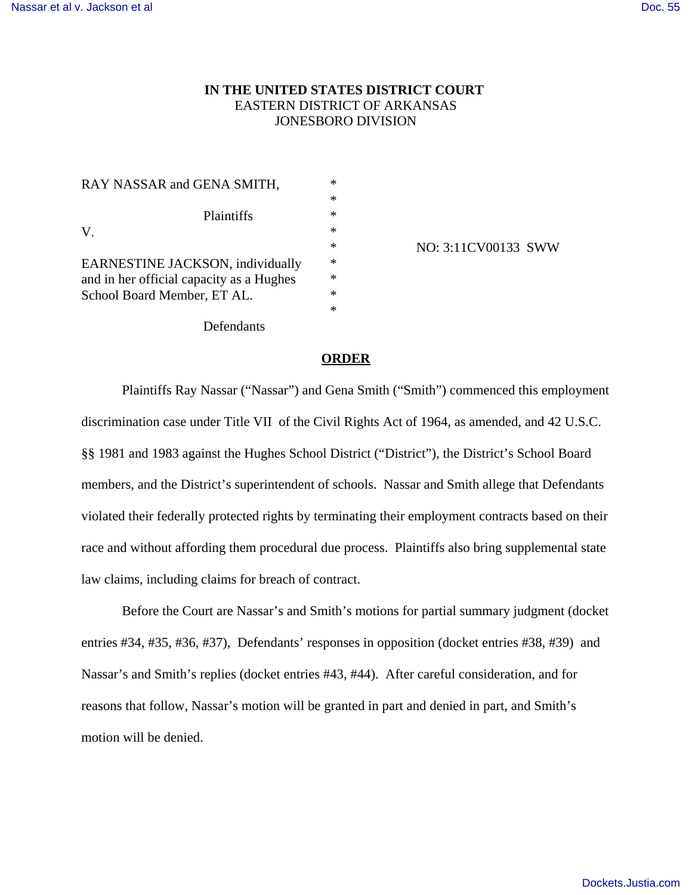**IN THE UNITED STATES DISTRICT COURT**
EASTERN DISTRICT OF ARKANSAS
JONESBORO DIVISION

| | | |
|---|---|---|
| RAY NASSAR and GENA SMITH, | * | |
| | * | |
| Plaintiffs | * | |
| V. | * | |
| | * | NO: 3:11CV00133 SWW |
| EARNESTINE JACKSON, individually and in her official capacity as a Hughes School Board Member, ET AL. | * | |
| | * | |
| Defendants | | |

## **ORDER**

Plaintiffs Ray Nassar ("Nassar") and Gena Smith ("Smith") commenced this employment discrimination case under Title VII of the Civil Rights Act of 1964, as amended, and 42 U.S.C. §§ 1981 and 1983 against the Hughes School District ("District"), the District's School Board members, and the District's superintendent of schools. Nassar and Smith allege that Defendants violated their federally protected rights by terminating their employment contracts based on their race and without affording them procedural due process. Plaintiffs also bring supplemental state law claims, including claims for breach of contract.

Before the Court are Nassar's and Smith's motions for partial summary judgment (docket entries #34, #35, #36, #37), Defendants' responses in opposition (docket entries #38, #39) and Nassar's and Smith's replies (docket entries #43, #44). After careful consideration, and for reasons that follow, Nassar's motion will be granted in part and denied in part, and Smith's motion will be denied.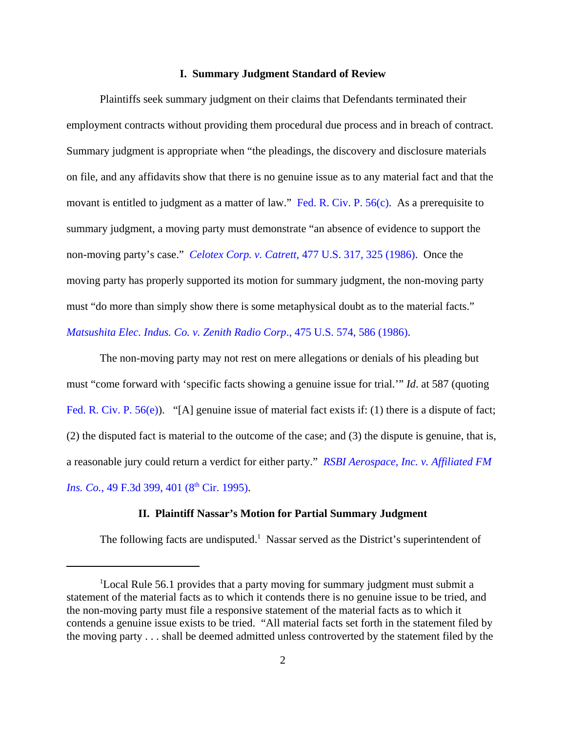## I. Summary Judgment Standard of Review

Plaintiffs seek summary judgment on their claims that Defendants terminated their employment contracts without providing them procedural due process and in breach of contract. Summary judgment is appropriate when "the pleadings, the discovery and disclosure materials on file, and any affidavits show that there is no genuine issue as to any material fact and that the movant is entitled to judgment as a matter of law." Fed. R. Civ. P. 56(c). As a prerequisite to summary judgment, a moving party must demonstrate "an absence of evidence to support the non-moving party's case." *Celotex Corp. v. Catrett*, 477 U.S. 317, 325 (1986). Once the moving party has properly supported its motion for summary judgment, the non-moving party must "do more than simply show there is some metaphysical doubt as to the material facts." *Matsushita Elec. Indus. Co. v. Zenith Radio Corp.*, 475 U.S. 574, 586 (1986).

The non-moving party may not rest on mere allegations or denials of his pleading but must "come forward with 'specific facts showing a genuine issue for trial.'" *Id*. at 587 (quoting Fed. R. Civ. P. 56(e)). "[A] genuine issue of material fact exists if: (1) there is a dispute of fact; (2) the disputed fact is material to the outcome of the case; and (3) the dispute is genuine, that is, a reasonable jury could return a verdict for either party." *RSBI Aerospace, Inc. v. Affiliated FM Ins. Co.*, 49 F.3d 399, 401 (8th Cir. 1995).

## II. Plaintiff Nassar's Motion for Partial Summary Judgment

The following facts are undisputed.[1] Nassar served as the District's superintendent of

---

[1]Local Rule 56.1 provides that a party moving for summary judgment must submit a statement of the material facts as to which it contends there is no genuine issue to be tried, and the non-moving party must file a responsive statement of the material facts as to which it contends a genuine issue exists to be tried. "All material facts set forth in the statement filed by the moving party . . . shall be deemed admitted unless controverted by the statement filed by the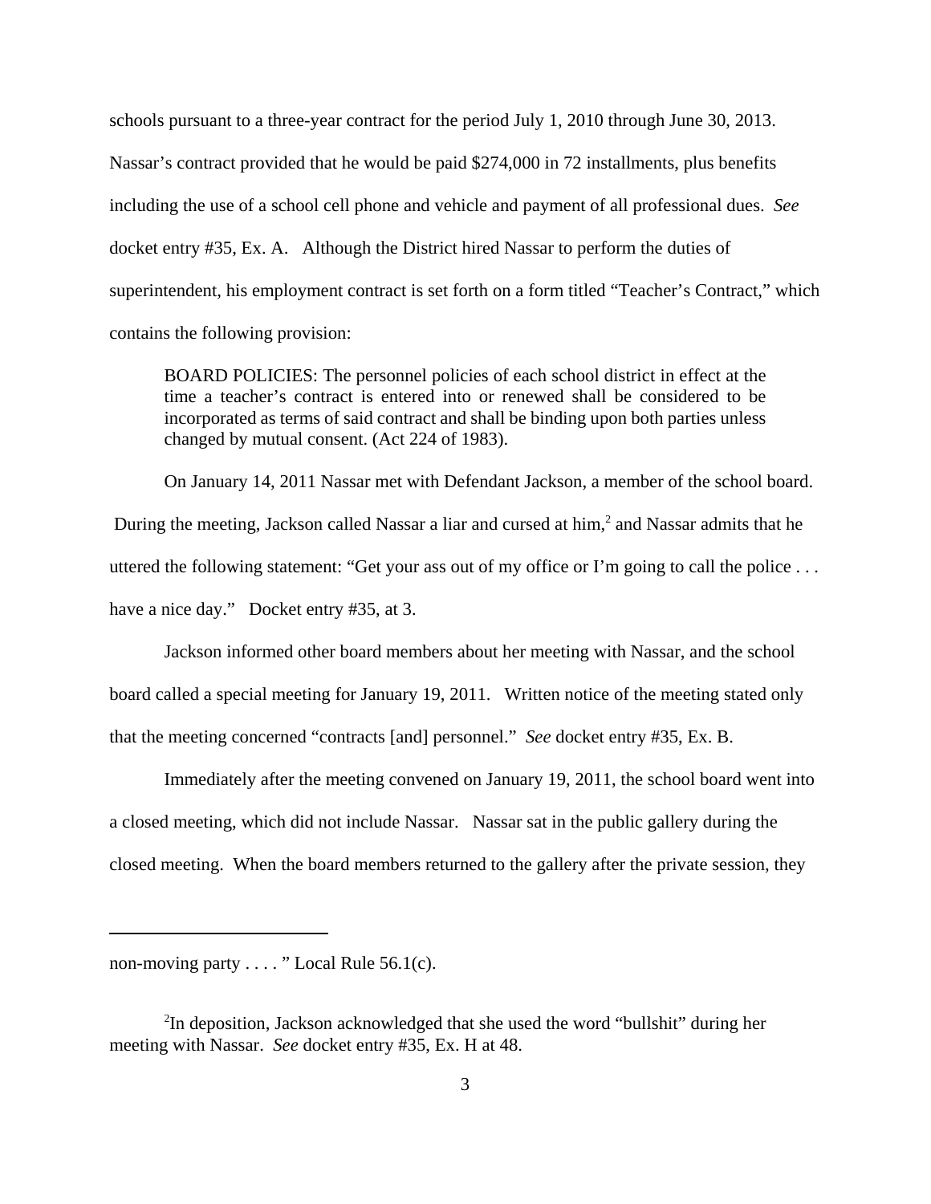schools pursuant to a three-year contract for the period July 1, 2010 through June 30, 2013. Nassar's contract provided that he would be paid $274,000 in 72 installments, plus benefits including the use of a school cell phone and vehicle and payment of all professional dues. *See* docket entry #35, Ex. A. Although the District hired Nassar to perform the duties of superintendent, his employment contract is set forth on a form titled "Teacher's Contract," which contains the following provision:

> BOARD POLICIES: The personnel policies of each school district in effect at the time a teacher's contract is entered into or renewed shall be considered to be incorporated as terms of said contract and shall be binding upon both parties unless changed by mutual consent. (Act 224 of 1983).

On January 14, 2011 Nassar met with Defendant Jackson, a member of the school board. During the meeting, Jackson called Nassar a liar and cursed at him,[2] and Nassar admits that he uttered the following statement: "Get your ass out of my office or I'm going to call the police . . . have a nice day." Docket entry #35, at 3.

Jackson informed other board members about her meeting with Nassar, and the school board called a special meeting for January 19, 2011. Written notice of the meeting stated only that the meeting concerned "contracts [and] personnel." *See* docket entry #35, Ex. B.

Immediately after the meeting convened on January 19, 2011, the school board went into a closed meeting, which did not include Nassar. Nassar sat in the public gallery during the closed meeting. When the board members returned to the gallery after the private session, they

---

non-moving party . . . . " Local Rule 56.1(c).

[2] In deposition, Jackson acknowledged that she used the word "bullshit" during her meeting with Nassar. *See* docket entry #35, Ex. H at 48.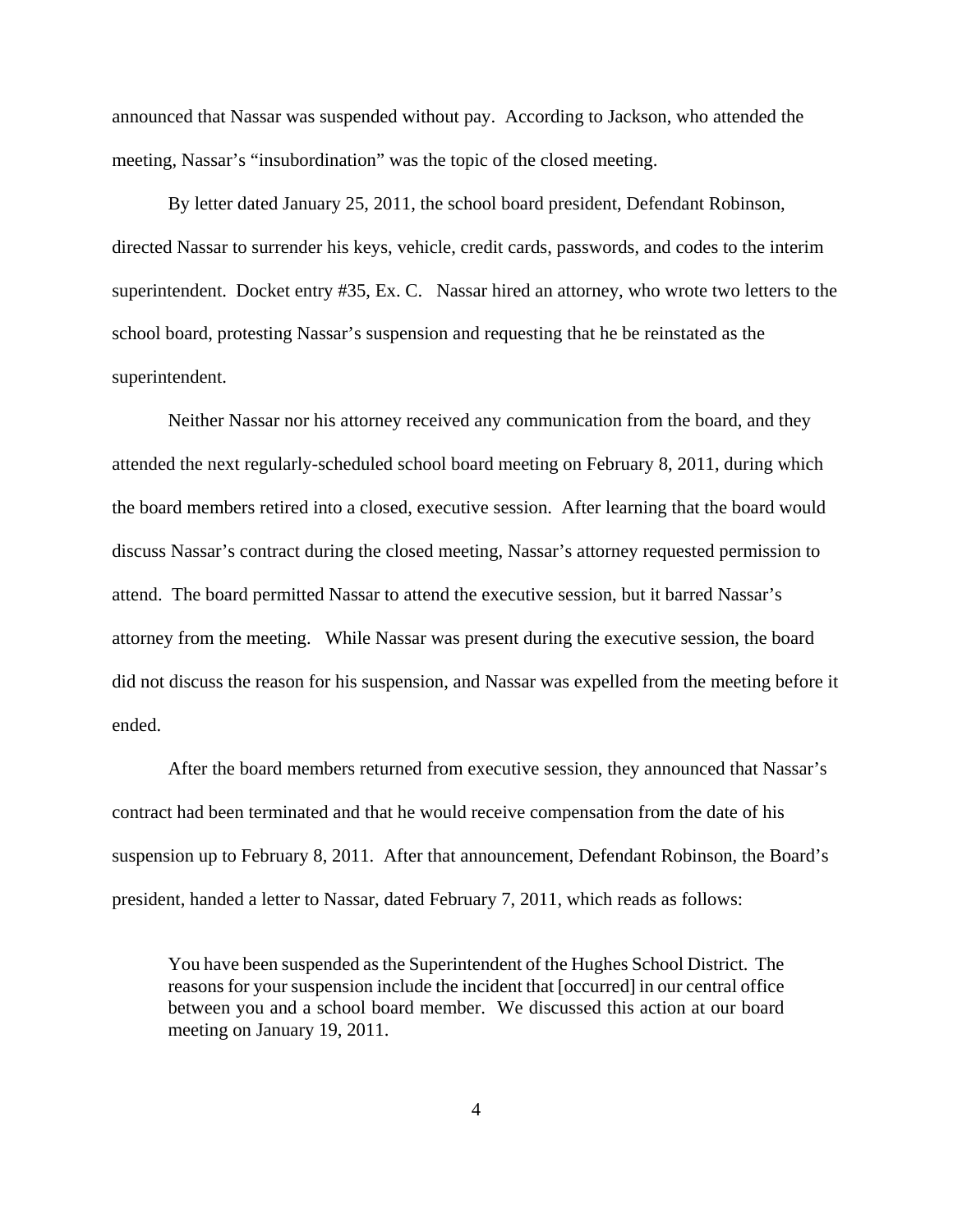announced that Nassar was suspended without pay. According to Jackson, who attended the meeting, Nassar's "insubordination" was the topic of the closed meeting.

By letter dated January 25, 2011, the school board president, Defendant Robinson, directed Nassar to surrender his keys, vehicle, credit cards, passwords, and codes to the interim superintendent. Docket entry #35, Ex. C. Nassar hired an attorney, who wrote two letters to the school board, protesting Nassar's suspension and requesting that he be reinstated as the superintendent.

Neither Nassar nor his attorney received any communication from the board, and they attended the next regularly-scheduled school board meeting on February 8, 2011, during which the board members retired into a closed, executive session. After learning that the board would discuss Nassar's contract during the closed meeting, Nassar's attorney requested permission to attend. The board permitted Nassar to attend the executive session, but it barred Nassar's attorney from the meeting. While Nassar was present during the executive session, the board did not discuss the reason for his suspension, and Nassar was expelled from the meeting before it ended.

After the board members returned from executive session, they announced that Nassar's contract had been terminated and that he would receive compensation from the date of his suspension up to February 8, 2011. After that announcement, Defendant Robinson, the Board's president, handed a letter to Nassar, dated February 7, 2011, which reads as follows:

> You have been suspended as the Superintendent of the Hughes School District. The reasons for your suspension include the incident that [occurred] in our central office between you and a school board member. We discussed this action at our board meeting on January 19, 2011.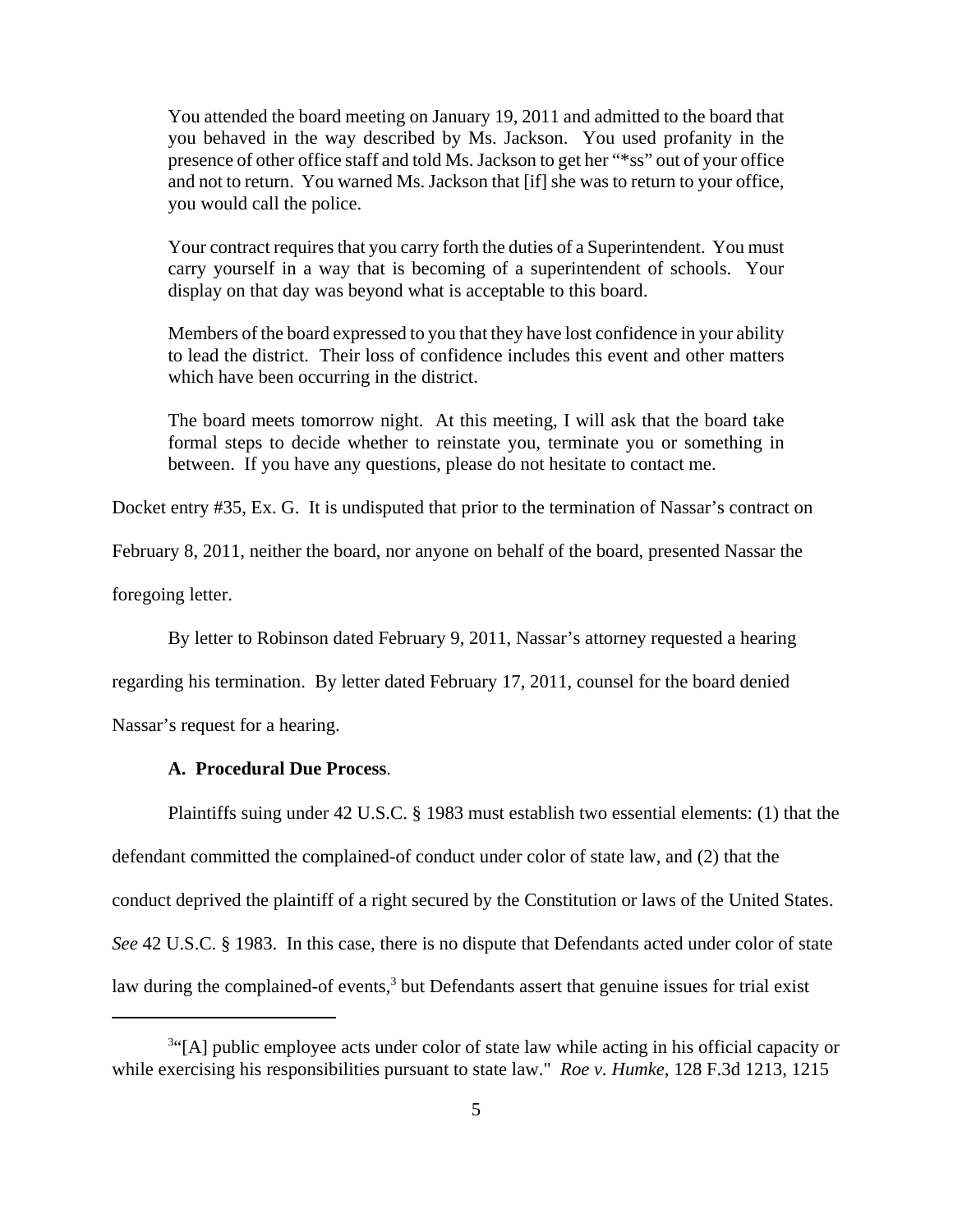> You attended the board meeting on January 19, 2011 and admitted to the board that you behaved in the way described by Ms. Jackson. You used profanity in the presence of other office staff and told Ms. Jackson to get her "*ss" out of your office and not to return. You warned Ms. Jackson that [if] she was to return to your office, you would call the police.
>
> Your contract requires that you carry forth the duties of a Superintendent. You must carry yourself in a way that is becoming of a superintendent of schools. Your display on that day was beyond what is acceptable to this board.
>
> Members of the board expressed to you that they have lost confidence in your ability to lead the district. Their loss of confidence includes this event and other matters which have been occurring in the district.
>
> The board meets tomorrow night. At this meeting, I will ask that the board take formal steps to decide whether to reinstate you, terminate you or something in between. If you have any questions, please do not hesitate to contact me.

Docket entry #35, Ex. G. It is undisputed that prior to the termination of Nassar's contract on February 8, 2011, neither the board, nor anyone on behalf of the board, presented Nassar the foregoing letter.

By letter to Robinson dated February 9, 2011, Nassar's attorney requested a hearing regarding his termination. By letter dated February 17, 2011, counsel for the board denied Nassar's request for a hearing.

**A. Procedural Due Process**.

Plaintiffs suing under 42 U.S.C. § 1983 must establish two essential elements: (1) that the defendant committed the complained-of conduct under color of state law, and (2) that the conduct deprived the plaintiff of a right secured by the Constitution or laws of the United States. *See* 42 U.S.C. § 1983. In this case, there is no dispute that Defendants acted under color of state law during the complained-of events,[3] but Defendants assert that genuine issues for trial exist

[3] "[A] public employee acts under color of state law while acting in his official capacity or while exercising his responsibilities pursuant to state law." *Roe v. Humke*, 128 F.3d 1213, 1215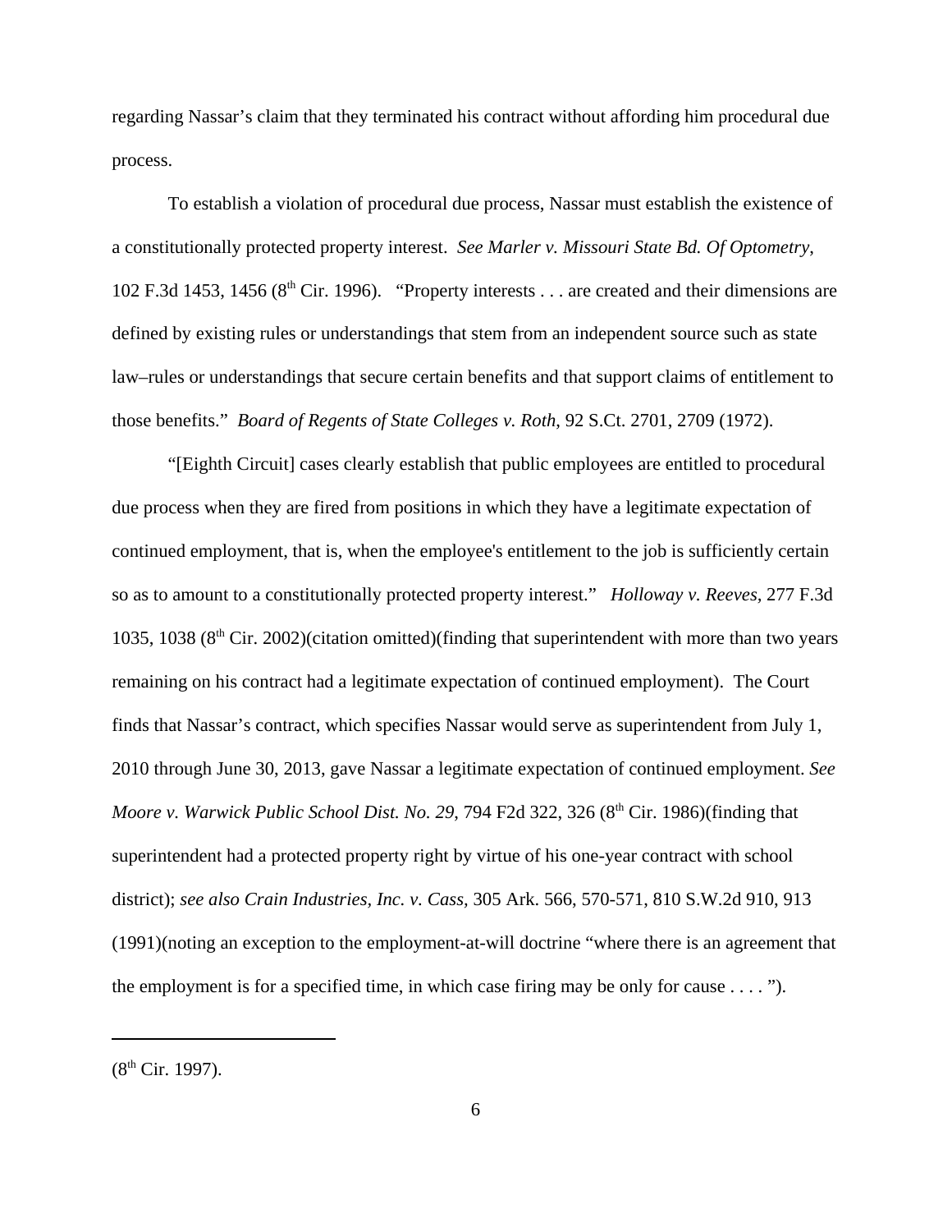regarding Nassar's claim that they terminated his contract without affording him procedural due process.

To establish a violation of procedural due process, Nassar must establish the existence of a constitutionally protected property interest. *See Marler v. Missouri State Bd. Of Optometry*, 102 F.3d 1453, 1456 (8th Cir. 1996). "Property interests . . . are created and their dimensions are defined by existing rules or understandings that stem from an independent source such as state law–rules or understandings that secure certain benefits and that support claims of entitlement to those benefits." *Board of Regents of State Colleges v. Roth*, 92 S.Ct. 2701, 2709 (1972).

"[Eighth Circuit] cases clearly establish that public employees are entitled to procedural due process when they are fired from positions in which they have a legitimate expectation of continued employment, that is, when the employee's entitlement to the job is sufficiently certain so as to amount to a constitutionally protected property interest." *Holloway v. Reeves*, 277 F.3d 1035, 1038 (8th Cir. 2002)(citation omitted)(finding that superintendent with more than two years remaining on his contract had a legitimate expectation of continued employment). The Court finds that Nassar's contract, which specifies Nassar would serve as superintendent from July 1, 2010 through June 30, 2013, gave Nassar a legitimate expectation of continued employment. *See Moore v. Warwick Public School Dist. No. 29*, 794 F2d 322, 326 (8th Cir. 1986)(finding that superintendent had a protected property right by virtue of his one-year contract with school district); *see also Crain Industries, Inc. v. Cass*, 305 Ark. 566, 570-571, 810 S.W.2d 910, 913 (1991)(noting an exception to the employment-at-will doctrine "where there is an agreement that the employment is for a specified time, in which case firing may be only for cause . . . . ").

---

(8th Cir. 1997).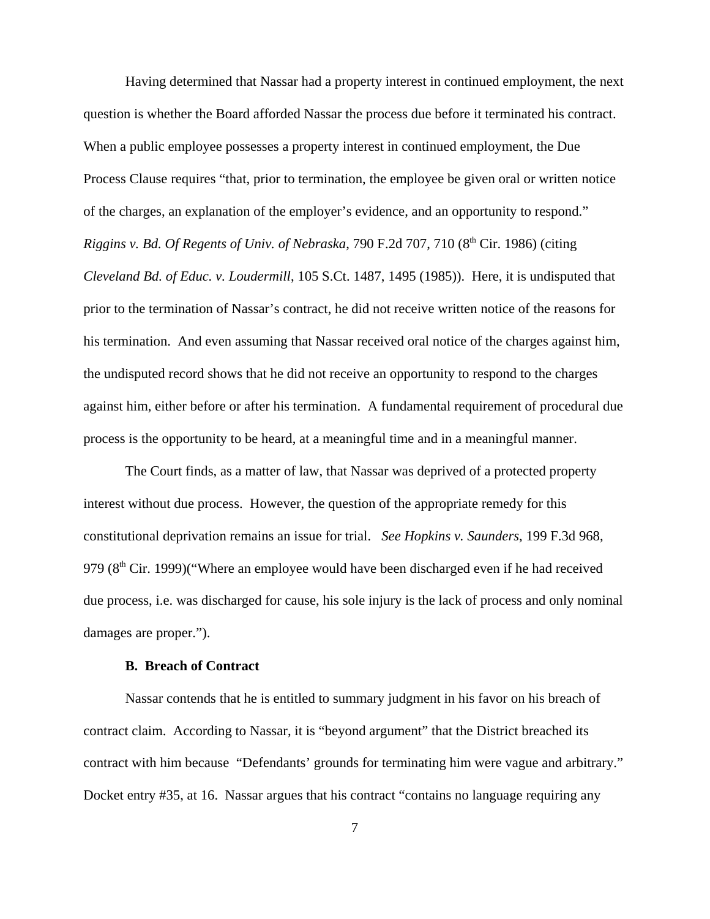Having determined that Nassar had a property interest in continued employment, the next question is whether the Board afforded Nassar the process due before it terminated his contract. When a public employee possesses a property interest in continued employment, the Due Process Clause requires "that, prior to termination, the employee be given oral or written notice of the charges, an explanation of the employer's evidence, and an opportunity to respond." *Riggins v. Bd. Of Regents of Univ. of Nebraska*, 790 F.2d 707, 710 (8th Cir. 1986) (citing *Cleveland Bd. of Educ. v. Loudermill*, 105 S.Ct. 1487, 1495 (1985)). Here, it is undisputed that prior to the termination of Nassar's contract, he did not receive written notice of the reasons for his termination. And even assuming that Nassar received oral notice of the charges against him, the undisputed record shows that he did not receive an opportunity to respond to the charges against him, either before or after his termination. A fundamental requirement of procedural due process is the opportunity to be heard, at a meaningful time and in a meaningful manner.

The Court finds, as a matter of law, that Nassar was deprived of a protected property interest without due process. However, the question of the appropriate remedy for this constitutional deprivation remains an issue for trial. *See Hopkins v. Saunders*, 199 F.3d 968, 979 (8th Cir. 1999)("Where an employee would have been discharged even if he had received due process, i.e. was discharged for cause, his sole injury is the lack of process and only nominal damages are proper.").

**B. Breach of Contract**

Nassar contends that he is entitled to summary judgment in his favor on his breach of contract claim. According to Nassar, it is "beyond argument" that the District breached its contract with him because "Defendants' grounds for terminating him were vague and arbitrary." Docket entry #35, at 16. Nassar argues that his contract "contains no language requiring any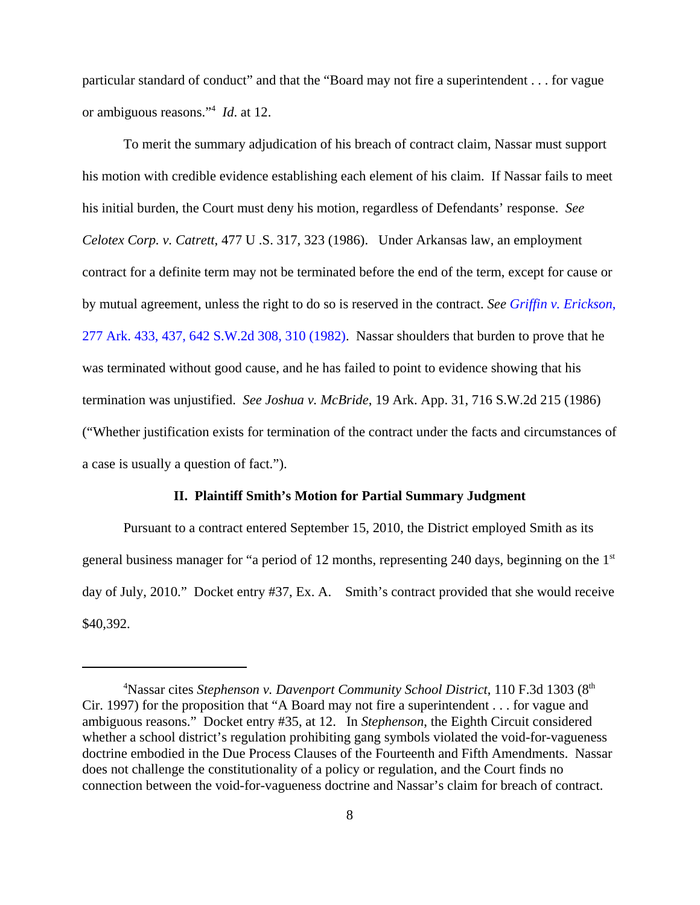particular standard of conduct" and that the "Board may not fire a superintendent . . . for vague or ambiguous reasons."[4] *Id.* at 12.

To merit the summary adjudication of his breach of contract claim, Nassar must support his motion with credible evidence establishing each element of his claim. If Nassar fails to meet his initial burden, the Court must deny his motion, regardless of Defendants' response. *See Celotex Corp. v. Catrett*, 477 U .S. 317, 323 (1986). Under Arkansas law, an employment contract for a definite term may not be terminated before the end of the term, except for cause or by mutual agreement, unless the right to do so is reserved in the contract. *See Griffin v. Erickson*, 277 Ark. 433, 437, 642 S.W.2d 308, 310 (1982). Nassar shoulders that burden to prove that he was terminated without good cause, and he has failed to point to evidence showing that his termination was unjustified. *See Joshua v. McBride*, 19 Ark. App. 31, 716 S.W.2d 215 (1986) ("Whether justification exists for termination of the contract under the facts and circumstances of a case is usually a question of fact.").

**II. Plaintiff Smith's Motion for Partial Summary Judgment**

Pursuant to a contract entered September 15, 2010, the District employed Smith as its general business manager for "a period of 12 months, representing 240 days, beginning on the 1st day of July, 2010." Docket entry #37, Ex. A. Smith's contract provided that she would receive $40,392.

---

[4]Nassar cites *Stephenson v. Davenport Community School District*, 110 F.3d 1303 (8th Cir. 1997) for the proposition that "A Board may not fire a superintendent . . . for vague and ambiguous reasons." Docket entry #35, at 12. In *Stephenson*, the Eighth Circuit considered whether a school district's regulation prohibiting gang symbols violated the void-for-vagueness doctrine embodied in the Due Process Clauses of the Fourteenth and Fifth Amendments. Nassar does not challenge the constitutionality of a policy or regulation, and the Court finds no connection between the void-for-vagueness doctrine and Nassar's claim for breach of contract.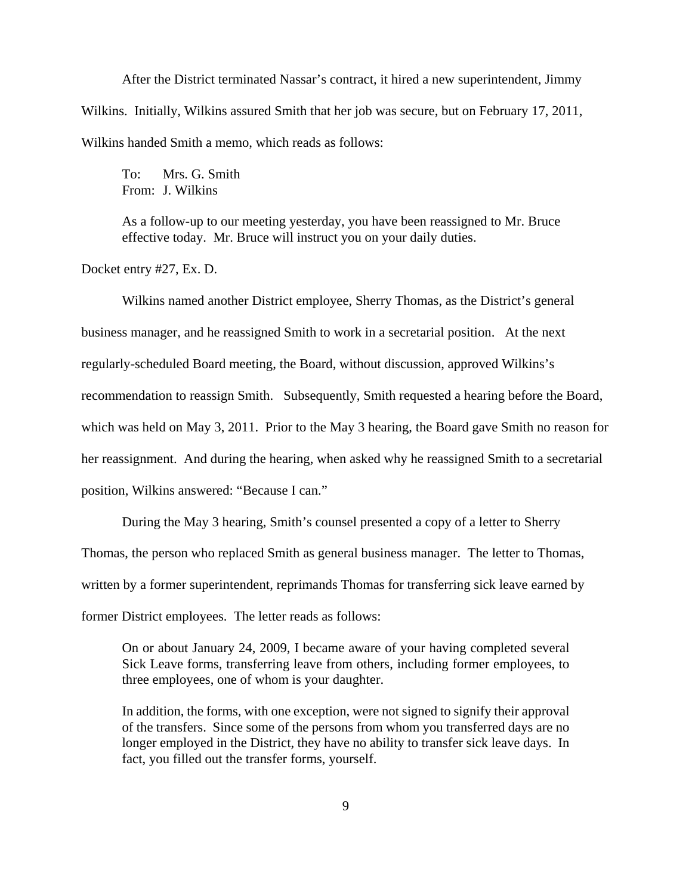After the District terminated Nassar's contract, it hired a new superintendent, Jimmy Wilkins. Initially, Wilkins assured Smith that her job was secure, but on February 17, 2011, Wilkins handed Smith a memo, which reads as follows:

> To: Mrs. G. Smith
> From: J. Wilkins
>
> As a follow-up to our meeting yesterday, you have been reassigned to Mr. Bruce effective today. Mr. Bruce will instruct you on your daily duties.

Docket entry #27, Ex. D.

Wilkins named another District employee, Sherry Thomas, as the District's general business manager, and he reassigned Smith to work in a secretarial position. At the next regularly-scheduled Board meeting, the Board, without discussion, approved Wilkins's recommendation to reassign Smith. Subsequently, Smith requested a hearing before the Board, which was held on May 3, 2011. Prior to the May 3 hearing, the Board gave Smith no reason for her reassignment. And during the hearing, when asked why he reassigned Smith to a secretarial position, Wilkins answered: "Because I can."

During the May 3 hearing, Smith's counsel presented a copy of a letter to Sherry Thomas, the person who replaced Smith as general business manager. The letter to Thomas, written by a former superintendent, reprimands Thomas for transferring sick leave earned by former District employees. The letter reads as follows:

> On or about January 24, 2009, I became aware of your having completed several Sick Leave forms, transferring leave from others, including former employees, to three employees, one of whom is your daughter.
>
> In addition, the forms, with one exception, were not signed to signify their approval of the transfers. Since some of the persons from whom you transferred days are no longer employed in the District, they have no ability to transfer sick leave days. In fact, you filled out the transfer forms, yourself.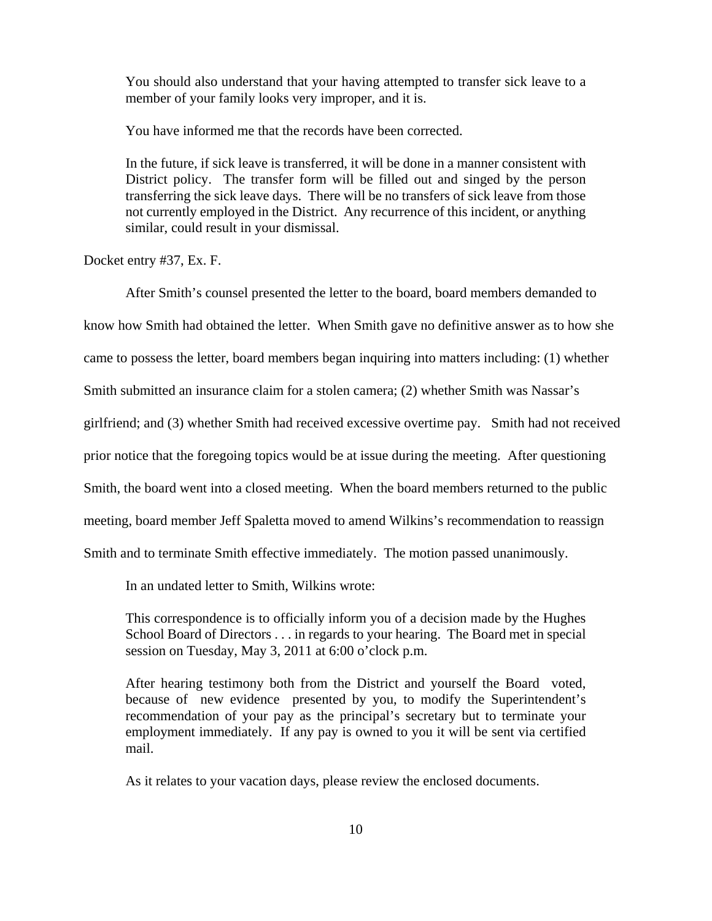> You should also understand that your having attempted to transfer sick leave to a member of your family looks very improper, and it is.
>
> You have informed me that the records have been corrected.
>
> In the future, if sick leave is transferred, it will be done in a manner consistent with District policy. The transfer form will be filled out and singed by the person transferring the sick leave days. There will be no transfers of sick leave from those not currently employed in the District. Any recurrence of this incident, or anything similar, could result in your dismissal.

Docket entry #37, Ex. F.

After Smith's counsel presented the letter to the board, board members demanded to know how Smith had obtained the letter. When Smith gave no definitive answer as to how she came to possess the letter, board members began inquiring into matters including: (1) whether Smith submitted an insurance claim for a stolen camera; (2) whether Smith was Nassar's girlfriend; and (3) whether Smith had received excessive overtime pay. Smith had not received prior notice that the foregoing topics would be at issue during the meeting. After questioning Smith, the board went into a closed meeting. When the board members returned to the public meeting, board member Jeff Spaletta moved to amend Wilkins's recommendation to reassign Smith and to terminate Smith effective immediately. The motion passed unanimously.

In an undated letter to Smith, Wilkins wrote:

> This correspondence is to officially inform you of a decision made by the Hughes School Board of Directors . . . in regards to your hearing. The Board met in special session on Tuesday, May 3, 2011 at 6:00 o'clock p.m.
>
> After hearing testimony both from the District and yourself the Board voted, because of new evidence presented by you, to modify the Superintendent's recommendation of your pay as the principal's secretary but to terminate your employment immediately. If any pay is owned to you it will be sent via certified mail.
>
> As it relates to your vacation days, please review the enclosed documents.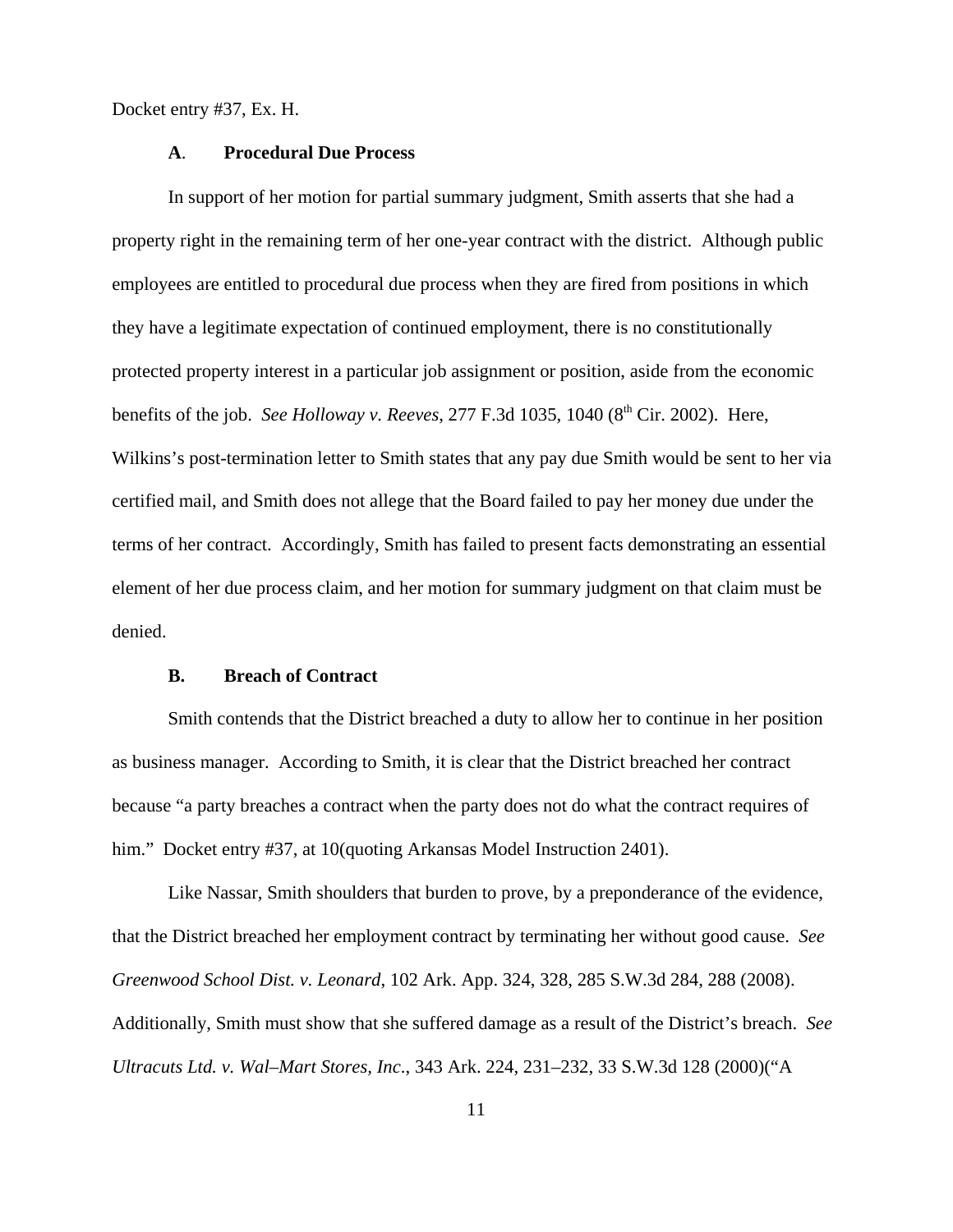Docket entry #37, Ex. H.

### A. Procedural Due Process

In support of her motion for partial summary judgment, Smith asserts that she had a property right in the remaining term of her one-year contract with the district. Although public employees are entitled to procedural due process when they are fired from positions in which they have a legitimate expectation of continued employment, there is no constitutionally protected property interest in a particular job assignment or position, aside from the economic benefits of the job. *See Holloway v. Reeves*, 277 F.3d 1035, 1040 (8th Cir. 2002). Here, Wilkins's post-termination letter to Smith states that any pay due Smith would be sent to her via certified mail, and Smith does not allege that the Board failed to pay her money due under the terms of her contract. Accordingly, Smith has failed to present facts demonstrating an essential element of her due process claim, and her motion for summary judgment on that claim must be denied.

### B. Breach of Contract

Smith contends that the District breached a duty to allow her to continue in her position as business manager. According to Smith, it is clear that the District breached her contract because "a party breaches a contract when the party does not do what the contract requires of him." Docket entry #37, at 10(quoting Arkansas Model Instruction 2401).

Like Nassar, Smith shoulders that burden to prove, by a preponderance of the evidence, that the District breached her employment contract by terminating her without good cause. *See Greenwood School Dist. v. Leonard*, 102 Ark. App. 324, 328, 285 S.W.3d 284, 288 (2008). Additionally, Smith must show that she suffered damage as a result of the District's breach. *See Ultracuts Ltd. v. Wal–Mart Stores, Inc.*, 343 Ark. 224, 231–232, 33 S.W.3d 128 (2000)("A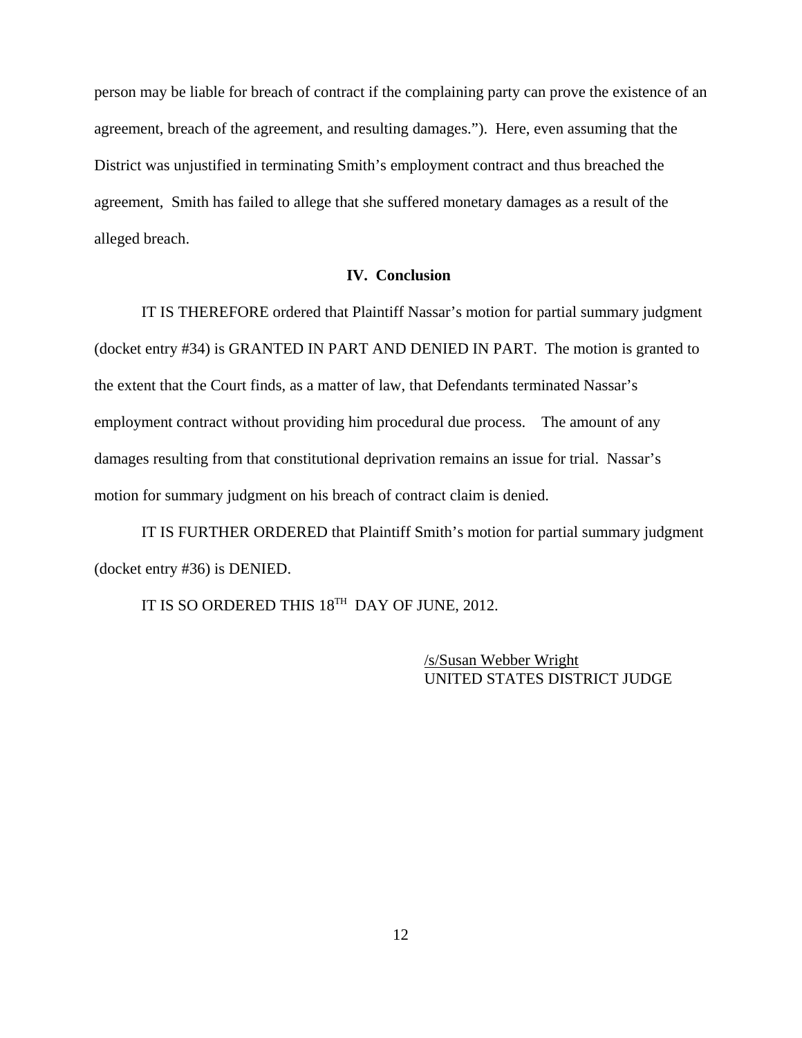person may be liable for breach of contract if the complaining party can prove the existence of an agreement, breach of the agreement, and resulting damages."). Here, even assuming that the District was unjustified in terminating Smith's employment contract and thus breached the agreement, Smith has failed to allege that she suffered monetary damages as a result of the alleged breach.

## IV. Conclusion

IT IS THEREFORE ordered that Plaintiff Nassar's motion for partial summary judgment (docket entry #34) is GRANTED IN PART AND DENIED IN PART. The motion is granted to the extent that the Court finds, as a matter of law, that Defendants terminated Nassar's employment contract without providing him procedural due process. The amount of any damages resulting from that constitutional deprivation remains an issue for trial. Nassar's motion for summary judgment on his breach of contract claim is denied.

IT IS FURTHER ORDERED that Plaintiff Smith's motion for partial summary judgment (docket entry #36) is DENIED.

IT IS SO ORDERED THIS 18TH DAY OF JUNE, 2012.

/s/Susan Webber Wright
UNITED STATES DISTRICT JUDGE